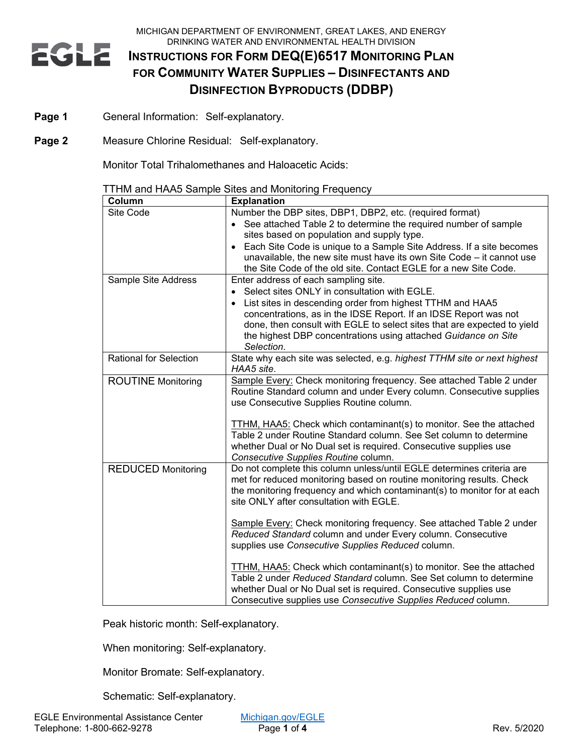MICHIGAN DEPARTMENT OF ENVIRONMENT, GREAT LAKES, AND ENERGY
DRINKING WATER AND ENVIRONMENTAL HEALTH DIVISION

# INSTRUCTIONS FOR FORM DEQ(E)6517 MONITORING PLAN FOR COMMUNITY WATER SUPPLIES – DISINFECTANTS AND DISINFECTION BYPRODUCTS (DDBP)

**Page 1** General Information: Self-explanatory.

**Page 2** Measure Chlorine Residual: Self-explanatory.

Monitor Total Trihalomethanes and Haloacetic Acids:

TTHM and HAA5 Sample Sites and Monitoring Frequency

| Column | Explanation |
|---|---|
| Site Code | Number the DBP sites, DBP1, DBP2, etc. (required format)<br>• See attached Table 2 to determine the required number of sample sites based on population and supply type.<br>• Each Site Code is unique to a Sample Site Address. If a site becomes unavailable, the new site must have its own Site Code – it cannot use the Site Code of the old site. Contact EGLE for a new Site Code. |
| Sample Site Address | Enter address of each sampling site.<br>• Select sites ONLY in consultation with EGLE.<br>• List sites in descending order from highest TTHM and HAA5 concentrations, as in the IDSE Report. If an IDSE Report was not done, then consult with EGLE to select sites that are expected to yield the highest DBP concentrations using attached *Guidance on Site Selection*. |
| Rational for Selection | State why each site was selected, e.g. *highest TTHM site or next highest HAA5 site*. |
| ROUTINE Monitoring | Sample Every: Check monitoring frequency. See attached Table 2 under Routine Standard column and under Every column. Consecutive supplies use Consecutive Supplies Routine column.<br><br>TTHM, HAA5: Check which contaminant(s) to monitor. See the attached Table 2 under Routine Standard column. See Set column to determine whether Dual or No Dual set is required. Consecutive supplies use *Consecutive Supplies Routine* column. |
| REDUCED Monitoring | Do not complete this column unless/until EGLE determines criteria are met for reduced monitoring based on routine monitoring results. Check the monitoring frequency and which contaminant(s) to monitor for at each site ONLY after consultation with EGLE.<br><br>Sample Every: Check monitoring frequency. See attached Table 2 under *Reduced Standard* column and under Every column. Consecutive supplies use *Consecutive Supplies Reduced* column.<br><br>TTHM, HAA5: Check which contaminant(s) to monitor. See the attached Table 2 under *Reduced Standard* column. See Set column to determine whether Dual or No Dual set is required. Consecutive supplies use Consecutive supplies use *Consecutive Supplies Reduced* column. |

Peak historic month: Self-explanatory.

When monitoring: Self-explanatory.

Monitor Bromate: Self-explanatory.

Schematic: Self-explanatory.

EGLE Environmental Assistance Center
Telephone: 1-800-662-9278
Michigan.gov/EGLE
Rev. 5/2020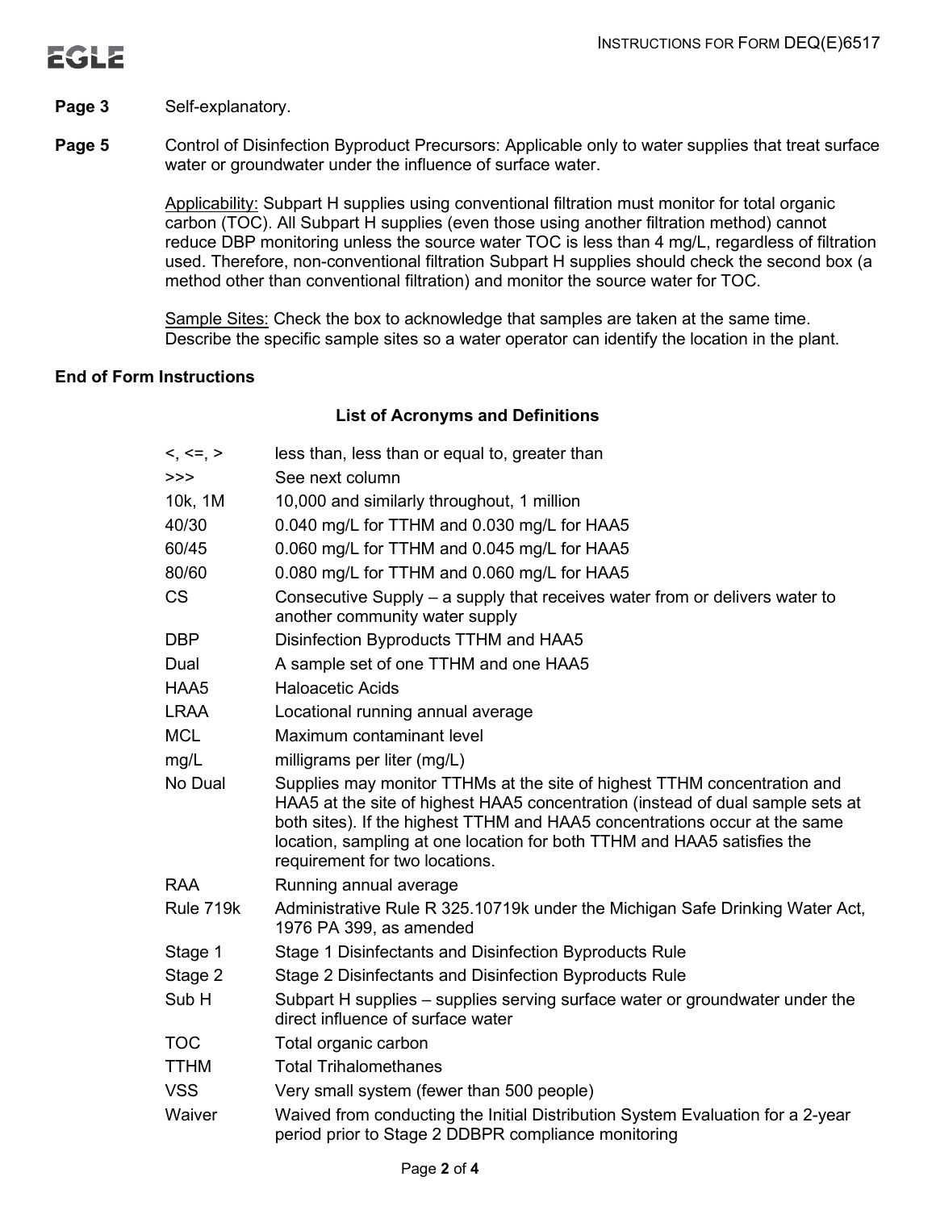**Page 3** Self-explanatory.

**Page 5** Control of Disinfection Byproduct Precursors: Applicable only to water supplies that treat surface water or groundwater under the influence of surface water.

Applicability: Subpart H supplies using conventional filtration must monitor for total organic carbon (TOC). All Subpart H supplies (even those using another filtration method) cannot reduce DBP monitoring unless the source water TOC is less than 4 mg/L, regardless of filtration used. Therefore, non-conventional filtration Subpart H supplies should check the second box (a method other than conventional filtration) and monitor the source water for TOC.

Sample Sites: Check the box to acknowledge that samples are taken at the same time. Describe the specific sample sites so a water operator can identify the location in the plant.

**End of Form Instructions**

## List of Acronyms and Definitions

| | |
|---|---|
| <, <=, > | less than, less than or equal to, greater than |
| >>> | See next column |
| 10k, 1M | 10,000 and similarly throughout, 1 million |
| 40/30 | 0.040 mg/L for TTHM and 0.030 mg/L for HAA5 |
| 60/45 | 0.060 mg/L for TTHM and 0.045 mg/L for HAA5 |
| 80/60 | 0.080 mg/L for TTHM and 0.060 mg/L for HAA5 |
| CS | Consecutive Supply – a supply that receives water from or delivers water to another community water supply |
| DBP | Disinfection Byproducts TTHM and HAA5 |
| Dual | A sample set of one TTHM and one HAA5 |
| HAA5 | Haloacetic Acids |
| LRAA | Locational running annual average |
| MCL | Maximum contaminant level |
| mg/L | milligrams per liter (mg/L) |
| No Dual | Supplies may monitor TTHMs at the site of highest TTHM concentration and HAA5 at the site of highest HAA5 concentration (instead of dual sample sets at both sites). If the highest TTHM and HAA5 concentrations occur at the same location, sampling at one location for both TTHM and HAA5 satisfies the requirement for two locations. |
| RAA | Running annual average |
| Rule 719k | Administrative Rule R 325.10719k under the Michigan Safe Drinking Water Act, 1976 PA 399, as amended |
| Stage 1 | Stage 1 Disinfectants and Disinfection Byproducts Rule |
| Stage 2 | Stage 2 Disinfectants and Disinfection Byproducts Rule |
| Sub H | Subpart H supplies – supplies serving surface water or groundwater under the direct influence of surface water |
| TOC | Total organic carbon |
| TTHM | Total Trihalomethanes |
| VSS | Very small system (fewer than 500 people) |
| Waiver | Waived from conducting the Initial Distribution System Evaluation for a 2-year period prior to Stage 2 DDBPR compliance monitoring |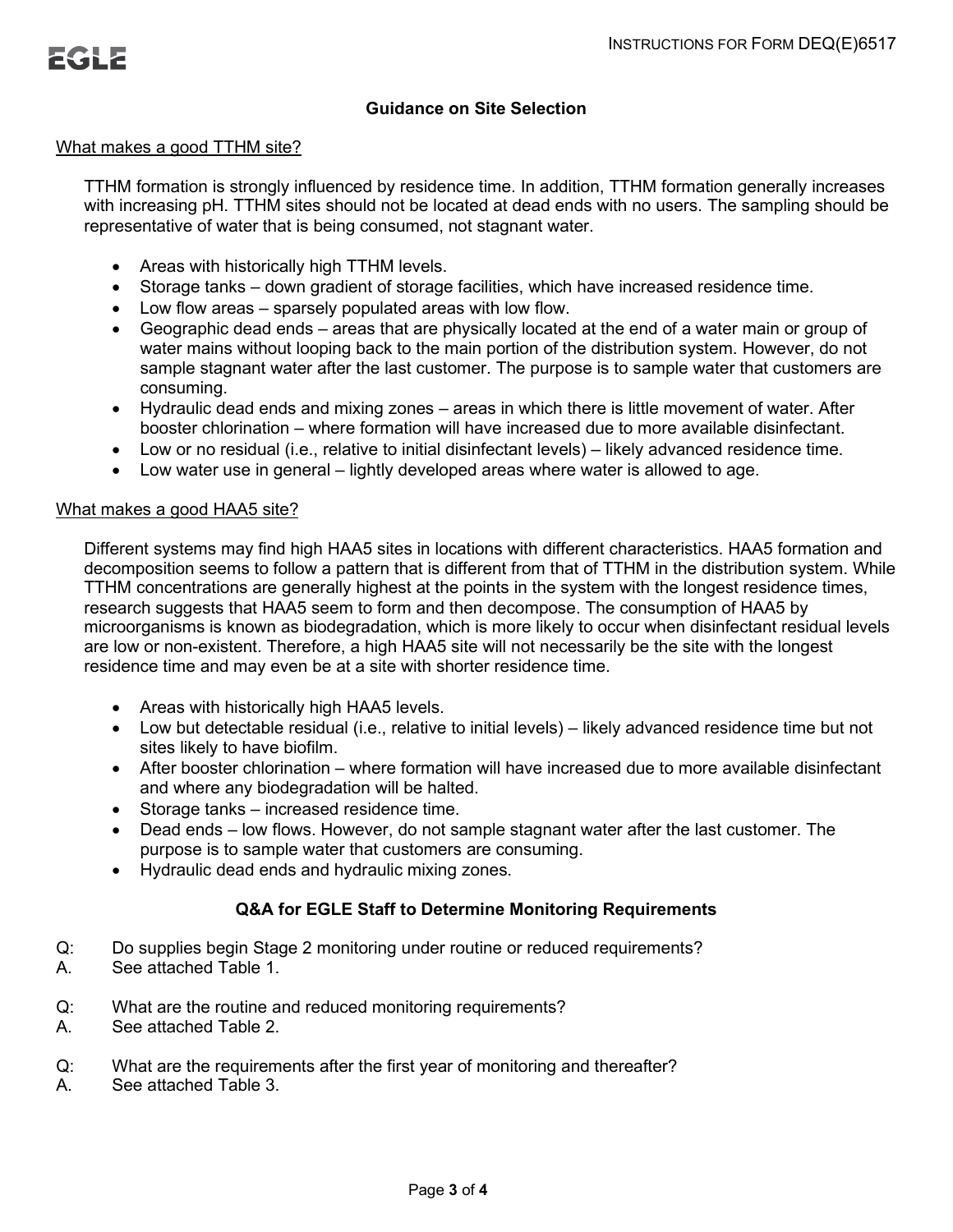## Guidance on Site Selection

What makes a good TTHM site?

TTHM formation is strongly influenced by residence time. In addition, TTHM formation generally increases with increasing pH. TTHM sites should not be located at dead ends with no users. The sampling should be representative of water that is being consumed, not stagnant water.

- Areas with historically high TTHM levels.
- Storage tanks – down gradient of storage facilities, which have increased residence time.
- Low flow areas – sparsely populated areas with low flow.
- Geographic dead ends – areas that are physically located at the end of a water main or group of water mains without looping back to the main portion of the distribution system. However, do not sample stagnant water after the last customer. The purpose is to sample water that customers are consuming.
- Hydraulic dead ends and mixing zones – areas in which there is little movement of water. After booster chlorination – where formation will have increased due to more available disinfectant.
- Low or no residual (i.e., relative to initial disinfectant levels) – likely advanced residence time.
- Low water use in general – lightly developed areas where water is allowed to age.

What makes a good HAA5 site?

Different systems may find high HAA5 sites in locations with different characteristics. HAA5 formation and decomposition seems to follow a pattern that is different from that of TTHM in the distribution system. While TTHM concentrations are generally highest at the points in the system with the longest residence times, research suggests that HAA5 seem to form and then decompose. The consumption of HAA5 by microorganisms is known as biodegradation, which is more likely to occur when disinfectant residual levels are low or non-existent. Therefore, a high HAA5 site will not necessarily be the site with the longest residence time and may even be at a site with shorter residence time.

- Areas with historically high HAA5 levels.
- Low but detectable residual (i.e., relative to initial levels) – likely advanced residence time but not sites likely to have biofilm.
- After booster chlorination – where formation will have increased due to more available disinfectant and where any biodegradation will be halted.
- Storage tanks – increased residence time.
- Dead ends – low flows. However, do not sample stagnant water after the last customer. The purpose is to sample water that customers are consuming.
- Hydraulic dead ends and hydraulic mixing zones.

## Q&A for EGLE Staff to Determine Monitoring Requirements

Q: Do supplies begin Stage 2 monitoring under routine or reduced requirements?
A. See attached Table 1.

Q: What are the routine and reduced monitoring requirements?
A. See attached Table 2.

Q: What are the requirements after the first year of monitoring and thereafter?
A. See attached Table 3.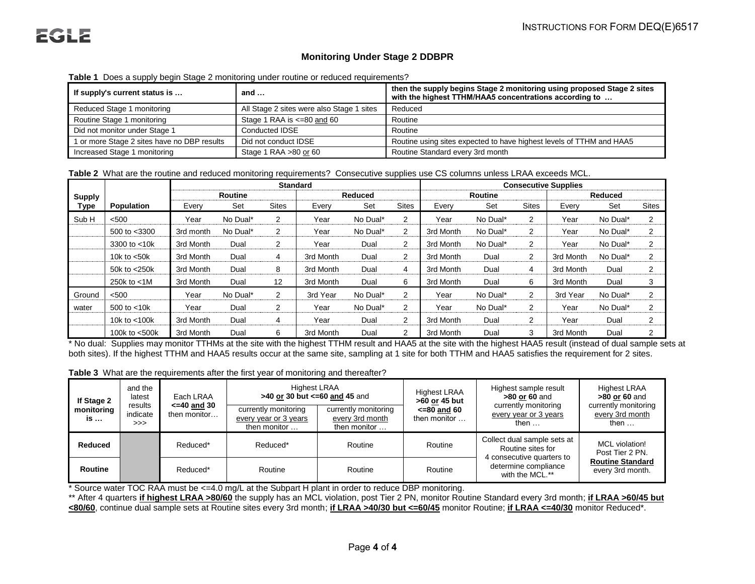## Monitoring Under Stage 2 DDBPR

**Table 1** Does a supply begin Stage 2 monitoring under routine or reduced requirements?

| If supply's current status is … | and … | then the supply begins Stage 2 monitoring using proposed Stage 2 sites with the highest TTHM/HAA5 concentrations according to … |
|---|---|---|
| Reduced Stage 1 monitoring | All Stage 2 sites were also Stage 1 sites | Reduced |
| Routine Stage 1 monitoring | Stage 1 RAA is <=80 and 60 | Routine |
| Did not monitor under Stage 1 | Conducted IDSE | Routine |
| 1 or more Stage 2 sites have no DBP results | Did not conduct IDSE | Routine using sites expected to have highest levels of TTHM and HAA5 |
| Increased Stage 1 monitoring | Stage 1 RAA >80 or 60 | Routine Standard every 3rd month |

**Table 2** What are the routine and reduced monitoring requirements? Consecutive supplies use CS columns unless LRAA exceeds MCL.

| | | Standard | | | | | | Consecutive Supplies | | | | | |
|---|---|---|---|---|---|---|---|---|---|---|---|---|---|
| | | Routine | | | Reduced | | | Routine | | | Reduced | | |
| Supply Type | Population | Every | Set | Sites | Every | Set | Sites | Every | Set | Sites | Every | Set | Sites |
| Sub H | <500 | Year | No Dual* | 2 | Year | No Dual* | 2 | Year | No Dual* | 2 | Year | No Dual* | 2 |
| | 500 to <3300 | 3rd month | No Dual* | 2 | Year | No Dual* | 2 | 3rd Month | No Dual* | 2 | Year | No Dual* | 2 |
| | 3300 to <10k | 3rd Month | Dual | 2 | Year | Dual | 2 | 3rd Month | No Dual* | 2 | Year | No Dual* | 2 |
| | 10k to <50k | 3rd Month | Dual | 4 | 3rd Month | Dual | 2 | 3rd Month | Dual | 2 | 3rd Month | No Dual* | 2 |
| | 50k to <250k | 3rd Month | Dual | 8 | 3rd Month | Dual | 4 | 3rd Month | Dual | 4 | 3rd Month | Dual | 2 |
| | 250k to <1M | 3rd Month | Dual | 12 | 3rd Month | Dual | 6 | 3rd Month | Dual | 6 | 3rd Month | Dual | 3 |
| Ground | <500 | Year | No Dual* | 2 | 3rd Year | No Dual* | 2 | Year | No Dual* | 2 | 3rd Year | No Dual* | 2 |
| water | 500 to <10k | Year | Dual | 2 | Year | No Dual* | 2 | Year | No Dual* | 2 | Year | No Dual* | 2 |
| | 10k to <100k | 3rd Month | Dual | 4 | Year | Dual | 2 | 3rd Month | Dual | 2 | Year | Dual | 2 |
| | 100k to <500k | 3rd Month | Dual | 6 | 3rd Month | Dual | 2 | 3rd Month | Dual | 3 | 3rd Month | Dual | 2 |

\* No dual: Supplies may monitor TTHMs at the site with the highest TTHM result and HAA5 at the site with the highest HAA5 result (instead of dual sample sets at both sites). If the highest TTHM and HAA5 results occur at the same site, sampling at 1 site for both TTHM and HAA5 satisfies the requirement for 2 sites.

**Table 3** What are the requirements after the first year of monitoring and thereafter?

| If Stage 2 monitoring is … | and the latest results indicate >>> | Each LRAA <=40 and 30 then monitor… | Highest LRAA >40 or 30 but <=60 and 45 and currently monitoring every year or 3 years then monitor … | Highest LRAA >40 or 30 but <=60 and 45 and currently monitoring every 3rd month then monitor … | Highest LRAA >60 or 45 but <=80 and 60 then monitor … | Highest sample result >80 or 60 and currently monitoring every year or 3 years then … | Highest LRAA >80 or 60 and currently monitoring every 3rd month then … |
|---|---|---|---|---|---|---|---|
| **Reduced** | | Reduced* | Reduced* | Routine | Routine | Collect dual sample sets at Routine sites for 4 consecutive quarters to determine compliance with the MCL.** | MCL violation! Post Tier 2 PN. **Routine Standard** every 3rd month. |
| **Routine** | | Reduced* | Routine | Routine | Routine | | |

\* Source water TOC RAA must be <=4.0 mg/L at the Subpart H plant in order to reduce DBP monitoring.

\*\* After 4 quarters **if highest LRAA >80/60** the supply has an MCL violation, post Tier 2 PN, monitor Routine Standard every 3rd month; **if LRAA >60/45 but <80/60**, continue dual sample sets at Routine sites every 3rd month; **if LRAA >40/30 but <=60/45** monitor Routine; **if LRAA <=40/30** monitor Reduced*.